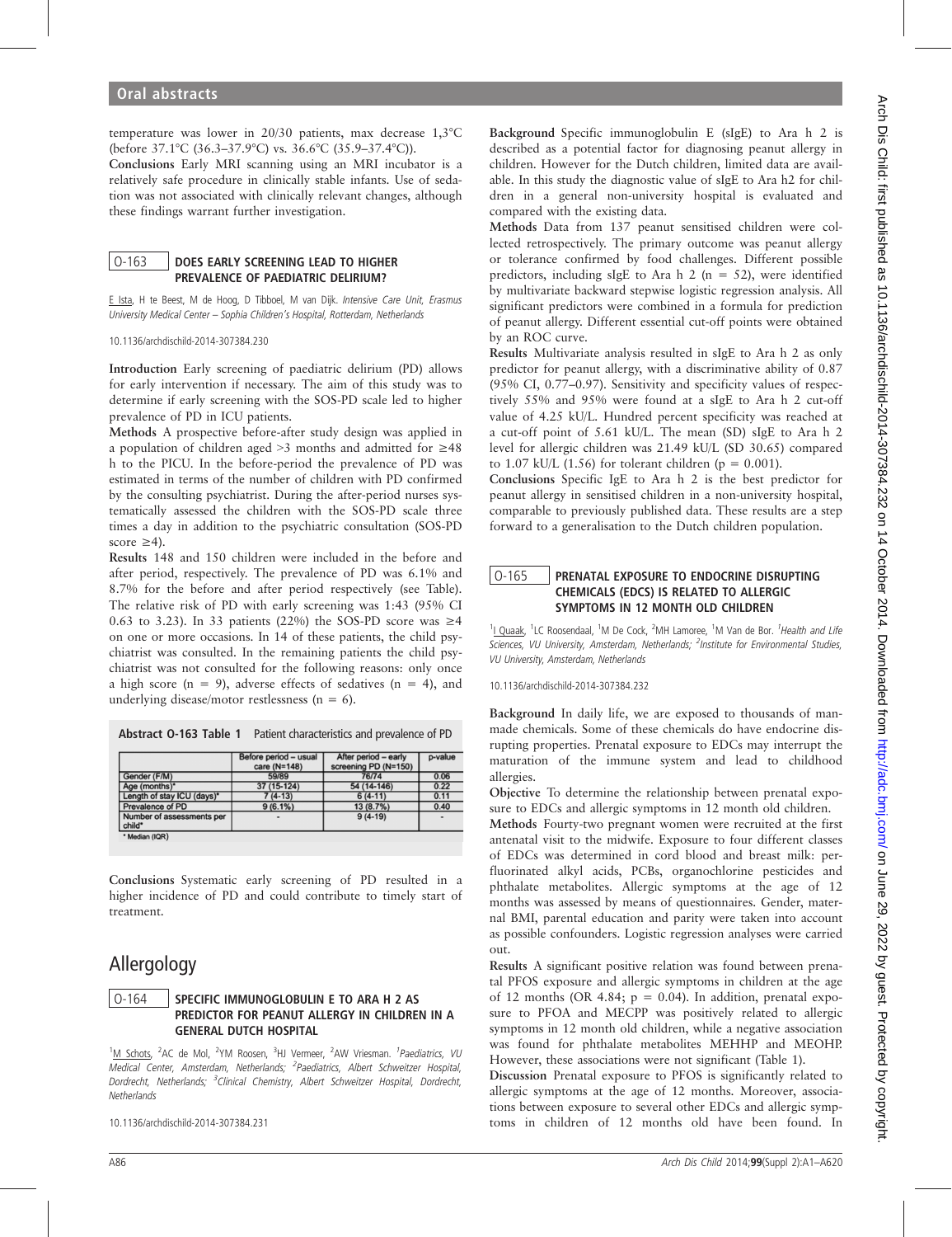## Oral abstracts

temperature was lower in 20/30 patients, max decrease 1,3°C (before 37.1°C (36.3–37.9°C) vs. 36.6°C (35.9–37.4°C)).

**Conclusions** Early MRI scanning using an MRI incubator is a relatively safe procedure in clinically stable infants. Use of sedation was not associated with clinically relevant changes, although these findings warrant further investigation.

### O-163 DOES EARLY SCREENING LEAD TO HIGHER PREVALENCE OF PAEDIATRIC DELIRIUM?

E Ista, H te Beest, M de Hoog, D Tibboel, M van Dijk. *Intensive Care Unit, Erasmus University Medical Center – Sophia Children's Hospital, Rotterdam, Netherlands*

10.1136/archdischild-2014-307384.230

**Introduction** Early screening of paediatric delirium (PD) allows for early intervention if necessary. The aim of this study was to determine if early screening with the SOS-PD scale led to higher prevalence of PD in ICU patients.

**Methods** A prospective before-after study design was applied in a population of children aged >3 months and admitted for ≥48 h to the PICU. In the before-period the prevalence of PD was estimated in terms of the number of children with PD confirmed by the consulting psychiatrist. During the after-period nurses systematically assessed the children with the SOS-PD scale three times a day in addition to the psychiatric consultation (SOS-PD score ≥4).

**Results** 148 and 150 children were included in the before and after period, respectively. The prevalence of PD was 6.1% and 8.7% for the before and after period respectively (see Table). The relative risk of PD with early screening was 1:43 (95% CI 0.63 to 3.23). In 33 patients (22%) the SOS-PD score was ≥4 on one or more occasions. In 14 of these patients, the child psychiatrist was consulted. In the remaining patients the child psychiatrist was not consulted for the following reasons: only once a high score (n = 9), adverse effects of sedatives (n = 4), and underlying disease/motor restlessness (n = 6).

**Abstract O-163 Table 1** Patient characteristics and prevalence of PD

| | Before period – usual care (N=148) | After period – early screening PD (N=150) | p-value |
|---|---|---|---|
| Gender (F/M) | 59/89 | 76/74 | 0.06 |
| Age (months)* | 37 (15-124) | 54 (14-146) | 0.22 |
| Length of stay ICU (days)* | 7 (4-13) | 6 (4-11) | 0.11 |
| Prevalence of PD | 9 (6.1%) | 13 (8.7%) | 0.40 |
| Number of assessments per child* | - | 9 (4-19) | - |

\* Median (IQR)

**Conclusions** Systematic early screening of PD resulted in a higher incidence of PD and could contribute to timely start of treatment.

## Allergology

### O-164 SPECIFIC IMMUNOGLOBULIN E TO ARA H 2 AS PREDICTOR FOR PEANUT ALLERGY IN CHILDREN IN A GENERAL DUTCH HOSPITAL

[1]M Schots, [2]AC de Mol, [2]YM Roosen, [3]HJ Vermeer, [2]AW Vriesman. [1]*Paediatrics, VU Medical Center, Amsterdam, Netherlands*; [2]*Paediatrics, Albert Schweitzer Hospital, Dordrecht, Netherlands*; [3]*Clinical Chemistry, Albert Schweitzer Hospital, Dordrecht, Netherlands*

10.1136/archdischild-2014-307384.231

**Background** Specific immunoglobulin E (sIgE) to Ara h 2 is described as a potential factor for diagnosing peanut allergy in children. However for the Dutch children, limited data are available. In this study the diagnostic value of sIgE to Ara h2 for children in a general non-university hospital is evaluated and compared with the existing data.

**Methods** Data from 137 peanut sensitised children were collected retrospectively. The primary outcome was peanut allergy or tolerance confirmed by food challenges. Different possible predictors, including sIgE to Ara h 2 (n = 52), were identified by multivariate backward stepwise logistic regression analysis. All significant predictors were combined in a formula for prediction of peanut allergy. Different essential cut-off points were obtained by an ROC curve.

**Results** Multivariate analysis resulted in sIgE to Ara h 2 as only predictor for peanut allergy, with a discriminative ability of 0.87 (95% CI, 0.77–0.97). Sensitivity and specificity values of respectively 55% and 95% were found at a sIgE to Ara h 2 cut-off value of 4.25 kU/L. Hundred percent specificity was reached at a cut-off point of 5.61 kU/L. The mean (SD) sIgE to Ara h 2 level for allergic children was 21.49 kU/L (SD 30.65) compared to 1.07 kU/L (1.56) for tolerant children (p = 0.001).

**Conclusions** Specific IgE to Ara h 2 is the best predictor for peanut allergy in sensitised children in a non-university hospital, comparable to previously published data. These results are a step forward to a generalisation to the Dutch children population.

### O-165 PRENATAL EXPOSURE TO ENDOCRINE DISRUPTING CHEMICALS (EDCS) IS RELATED TO ALLERGIC SYMPTOMS IN 12 MONTH OLD CHILDREN

[1]I Quaak, [1]LC Roosendaal, [1]M De Cock, [2]MH Lamoree, [1]M Van de Bor. [1]*Health and Life Sciences, VU University, Amsterdam, Netherlands*; [2]*Institute for Environmental Studies, VU University, Amsterdam, Netherlands*

10.1136/archdischild-2014-307384.232

**Background** In daily life, we are exposed to thousands of manmade chemicals. Some of these chemicals do have endocrine disrupting properties. Prenatal exposure to EDCs may interrupt the maturation of the immune system and lead to childhood allergies.

**Objective** To determine the relationship between prenatal exposure to EDCs and allergic symptoms in 12 month old children.

**Methods** Fourty-two pregnant women were recruited at the first antenatal visit to the midwife. Exposure to four different classes of EDCs was determined in cord blood and breast milk: perfluorinated alkyl acids, PCBs, organochlorine pesticides and phthalate metabolites. Allergic symptoms at the age of 12 months was assessed by means of questionnaires. Gender, maternal BMI, parental education and parity were taken into account as possible confounders. Logistic regression analyses were carried out.

**Results** A significant positive relation was found between prenatal PFOS exposure and allergic symptoms in children at the age of 12 months (OR 4.84; p = 0.04). In addition, prenatal exposure to PFOA and MECPP was positively related to allergic symptoms in 12 month old children, while a negative association was found for phthalate metabolites MEHHP and MEOHP. However, these associations were not significant (Table 1).

**Discussion** Prenatal exposure to PFOS is significantly related to allergic symptoms at the age of 12 months. Moreover, associations between exposure to several other EDCs and allergic symptoms in children of 12 months old have been found. In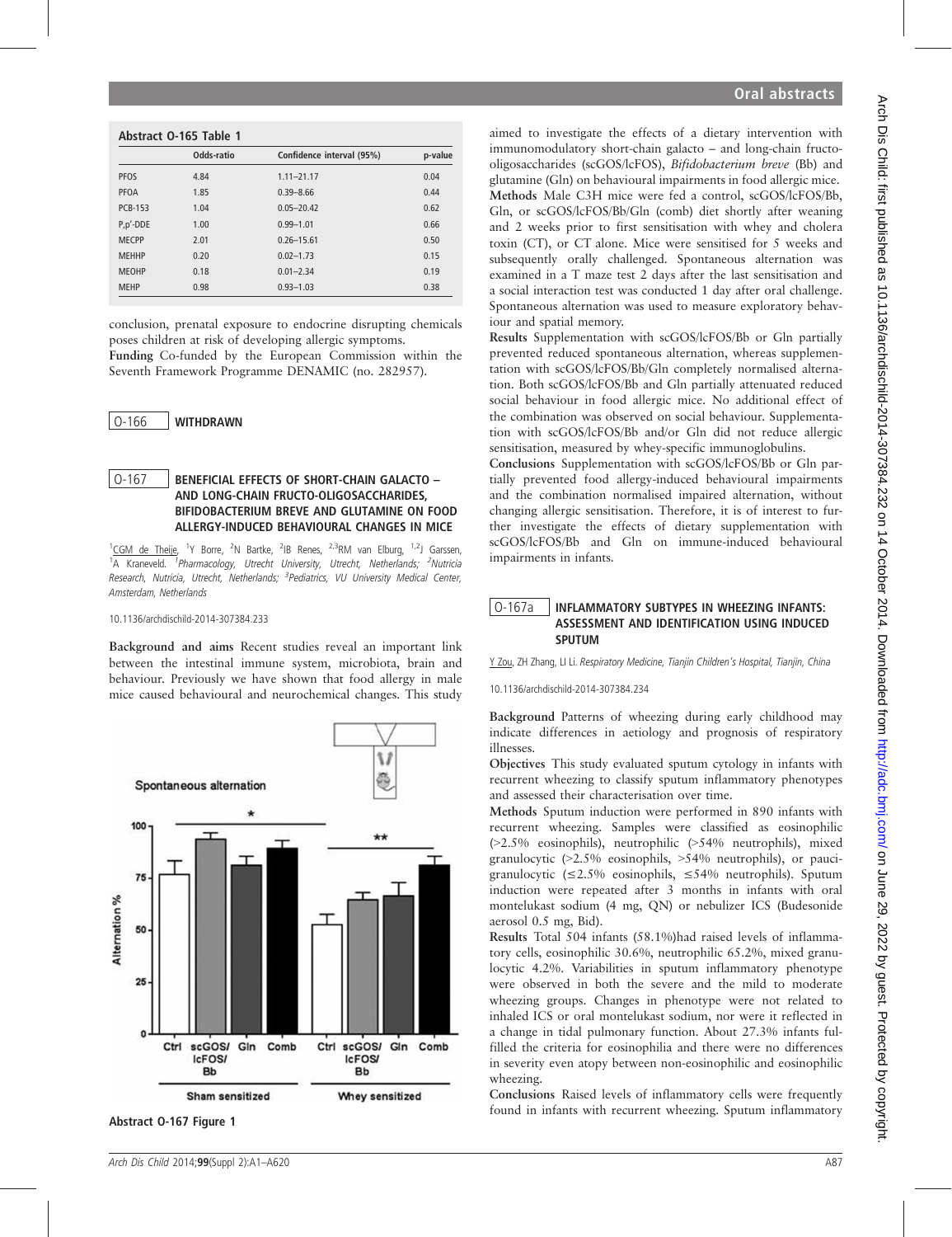**Abstract O-165 Table 1**

| | Odds-ratio | Confidence interval (95%) | p-value |
|---|---|---|---|
| PFOS | 4.84 | 1.11–21.17 | 0.04 |
| PFOA | 1.85 | 0.39–8.66 | 0.44 |
| PCB-153 | 1.04 | 0.05–20.42 | 0.62 |
| P,p'-DDE | 1.00 | 0.99–1.01 | 0.66 |
| MECPP | 2.01 | 0.26–15.61 | 0.50 |
| MEHHP | 0.20 | 0.02–1.73 | 0.15 |
| MEOHP | 0.18 | 0.01–2.34 | 0.19 |
| MEHP | 0.98 | 0.93–1.03 | 0.38 |

conclusion, prenatal exposure to endocrine disrupting chemicals poses children at risk of developing allergic symptoms.

**Funding** Co-funded by the European Commission within the Seventh Framework Programme DENAMIC (no. 282957).

## O-166 WITHDRAWN

## O-167 BENEFICIAL EFFECTS OF SHORT-CHAIN GALACTO – AND LONG-CHAIN FRUCTO-OLIGOSACCHARIDES, BIFIDOBACTERIUM BREVE AND GLUTAMINE ON FOOD ALLERGY-INDUCED BEHAVIOURAL CHANGES IN MICE

[1]CGM de Theije, [1]Y Borre, [2]N Bartke, [2]IB Renes, [2,3]RM van Elburg, [1,2]J Garssen, [1]A Kraneveld. [1]*Pharmacology, Utrecht University, Utrecht, Netherlands;* [2]*Nutricia Research, Nutricia, Utrecht, Netherlands;* [3]*Pediatrics, VU University Medical Center, Amsterdam, Netherlands*

10.1136/archdischild-2014-307384.233

**Background and aims** Recent studies reveal an important link between the intestinal immune system, microbiota, brain and behaviour. Previously we have shown that food allergy in male mice caused behavioural and neurochemical changes. This study aimed to investigate the effects of a dietary intervention with immunomodulatory short-chain galacto – and long-chain fructo-oligosaccharides (scGOS/lcFOS), *Bifidobacterium breve* (Bb) and glutamine (Gln) on behavioural impairments in food allergic mice.

**Methods** Male C3H mice were fed a control, scGOS/lcFOS/Bb, Gln, or scGOS/lcFOS/Bb/Gln (comb) diet shortly after weaning and 2 weeks prior to first sensitisation with whey and cholera toxin (CT), or CT alone. Mice were sensitised for 5 weeks and subsequently orally challenged. Spontaneous alternation was examined in a T maze test 2 days after the last sensitisation and a social interaction test was conducted 1 day after oral challenge. Spontaneous alternation was used to measure exploratory behaviour and spatial memory.

**Results** Supplementation with scGOS/lcFOS/Bb or Gln partially prevented reduced spontaneous alternation, whereas supplementation with scGOS/lcFOS/Bb/Gln completely normalised alternation. Both scGOS/lcFOS/Bb and Gln partially attenuated reduced social behaviour in food allergic mice. No additional effect of the combination was observed on social behaviour. Supplementation with scGOS/lcFOS/Bb and/or Gln did not reduce allergic sensitisation, measured by whey-specific immunoglobulins.

**Conclusions** Supplementation with scGOS/lcFOS/Bb or Gln partially prevented food allergy-induced behavioural impairments and the combination normalised impaired alternation, without changing allergic sensitisation. Therefore, it is of interest to further investigate the effects of dietary supplementation with scGOS/lcFOS/Bb and Gln on immune-induced behavioural impairments in infants.

Spontaneous alternation

100
75
50
25
0

Alternation %

\*

\*\*

Ctrl scGOS/lcFOS/Bb Gln Comb Ctrl scGOS/lcFOS/Bb Gln Comb

Sham sensitized Whey sensitized

**Abstract O-167 Figure 1**

## O-167a INFLAMMATORY SUBTYPES IN WHEEZING INFANTS: ASSESSMENT AND IDENTIFICATION USING INDUCED SPUTUM

Y Zou, ZH Zhang, LI Li. *Respiratory Medicine, Tianjin Children's Hospital, Tianjin, China*

10.1136/archdischild-2014-307384.234

**Background** Patterns of wheezing during early childhood may indicate differences in aetiology and prognosis of respiratory illnesses.

**Objectives** This study evaluated sputum cytology in infants with recurrent wheezing to classify sputum inflammatory phenotypes and assessed their characterisation over time.

**Methods** Sputum induction were performed in 890 infants with recurrent wheezing. Samples were classified as eosinophilic (>2.5% eosinophils), neutrophilic (>54% neutrophils), mixed granulocytic (>2.5% eosinophils, >54% neutrophils), or paucigranulocytic (≤2.5% eosinophils, ≤54% neutrophils). Sputum induction were repeated after 3 months in infants with oral montelukast sodium (4 mg, QN) or nebulizer ICS (Budesonide aerosol 0.5 mg, Bid).

**Results** Total 504 infants (58.1%)had raised levels of inflammatory cells, eosinophilic 30.6%, neutrophilic 65.2%, mixed granulocytic 4.2%. Variabilities in sputum inflammatory phenotype were observed in both the severe and the mild to moderate wheezing groups. Changes in phenotype were not related to inhaled ICS or oral montelukast sodium, nor were it reflected in a change in tidal pulmonary function. About 27.3% infants fulfilled the criteria for eosinophilia and there were no differences in severity even atopy between non-eosinophilic and eosinophilic wheezing.

**Conclusions** Raised levels of inflammatory cells were frequently found in infants with recurrent wheezing. Sputum inflammatory